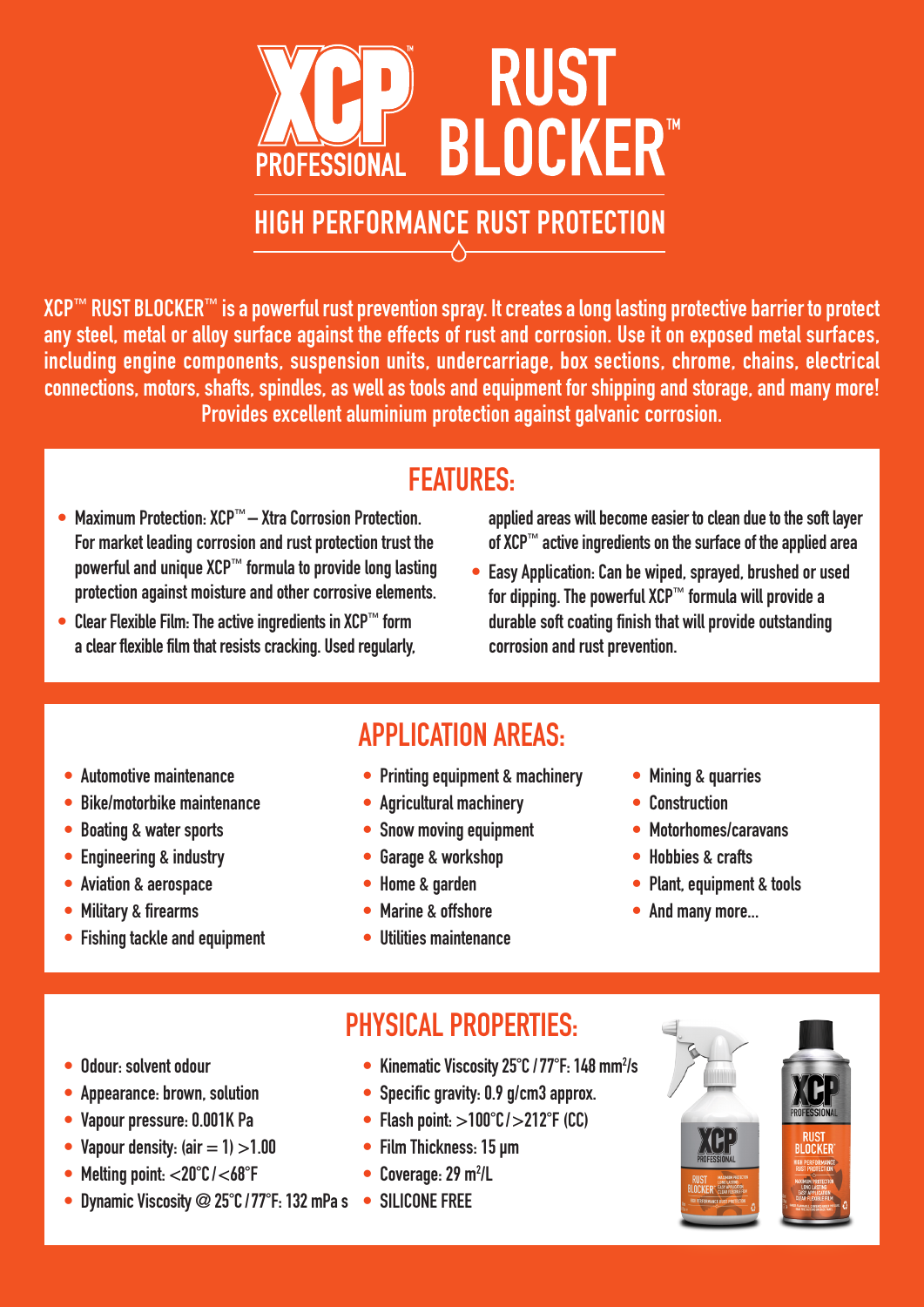# XCP™ PROFESSIONAL RUST BLOCKER™

## HIGH PERFORMANCE RUST PROTECTION

**XCP™ RUST BLOCKER™ is a powerful rust prevention spray. It creates a long lasting protective barrier to protect any steel, metal or alloy surface against the effects of rust and corrosion. Use it on exposed metal surfaces, including engine components, suspension units, undercarriage, box sections, chrome, chains, electrical connections, motors, shafts, spindles, as well as tools and equipment for shipping and storage, and many more! Provides excellent aluminium protection against galvanic corrosion.**

## FEATURES:

- Maximum Protection: XCP™ – Xtra Corrosion Protection. For market leading corrosion and rust protection trust the powerful and unique XCP™ formula to provide long lasting protection against moisture and other corrosive elements.
- Clear Flexible Film: The active ingredients in XCP™ form a clear flexible film that resists cracking. Used regularly, applied areas will become easier to clean due to the soft layer of XCP™ active ingredients on the surface of the applied area
- Easy Application: Can be wiped, sprayed, brushed or used for dipping. The powerful XCP™ formula will provide a durable soft coating finish that will provide outstanding corrosion and rust prevention.

## APPLICATION AREAS:

- Automotive maintenance
- Bike/motorbike maintenance
- Boating & water sports
- Engineering & industry
- Aviation & aerospace
- Military & firearms
- Fishing tackle and equipment
- Printing equipment & machinery
- Agricultural machinery
- Snow moving equipment
- Garage & workshop
- Home & garden
- Marine & offshore
- Utilities maintenance
- Mining & quarries
- Construction
- Motorhomes/caravans
- Hobbies & crafts
- Plant, equipment & tools
- And many more...

## PHYSICAL PROPERTIES:

- Odour: solvent odour
- Appearance: brown, solution
- Vapour pressure: 0.001K Pa
- Vapour density: (air = 1) >1.00
- Melting point: <20°C / <68°F
- Dynamic Viscosity @ 25°C / 77°F: 132 mPa s
- Kinematic Viscosity 25°C / 77°F: 148 $mm^2/s$
- Specific gravity: 0.9 g/cm3 approx.
- Flash point: >100°C / >212°F (CC)
- Film Thickness: 15 µm
- Coverage: 29 $m^2/L$
- SILICONE FREE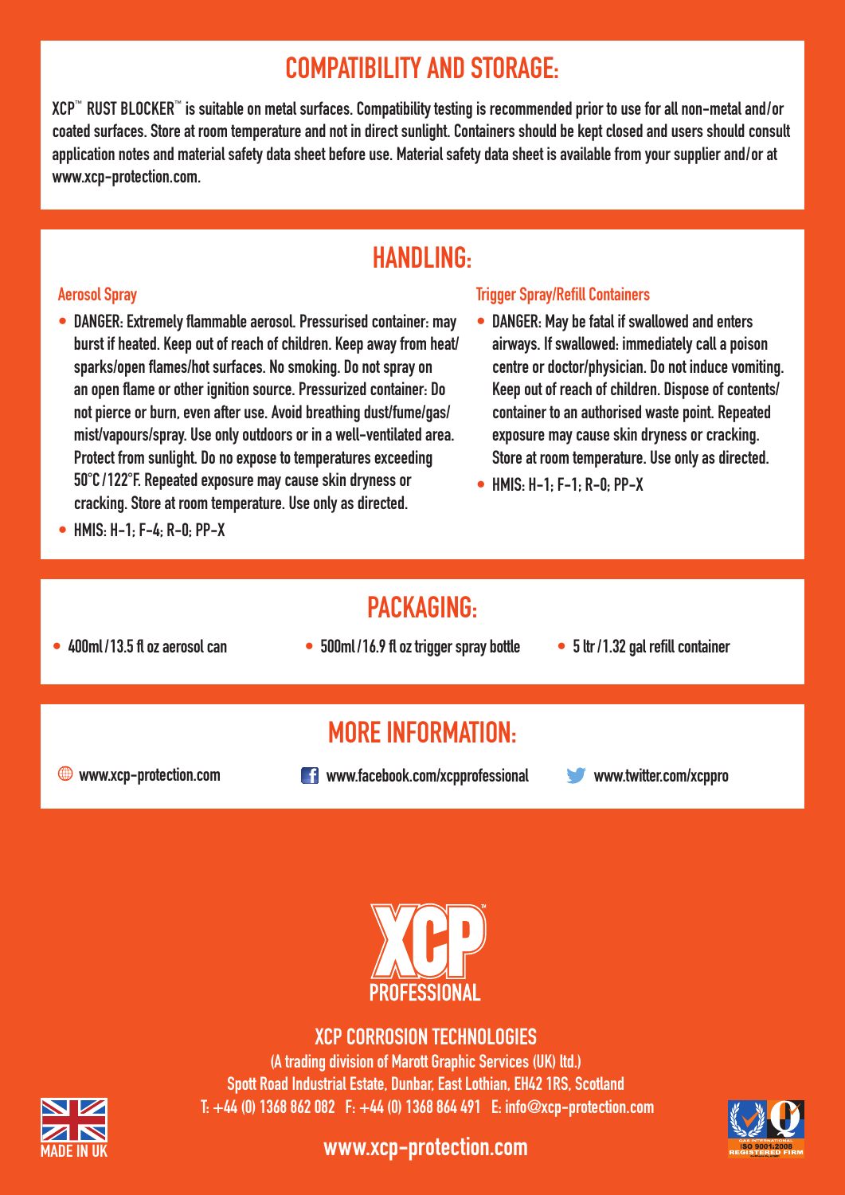## COMPATIBILITY AND STORAGE:

XCP™ RUST BLOCKER™ is suitable on metal surfaces. Compatibility testing is recommended prior to use for all non-metal and/or coated surfaces. Store at room temperature and not in direct sunlight. Containers should be kept closed and users should consult application notes and material safety data sheet before use. Material safety data sheet is available from your supplier and/or at www.xcp-protection.com.

## HANDLING:

### Aerosol Spray

- DANGER: Extremely flammable aerosol. Pressurised container: may burst if heated. Keep out of reach of children. Keep away from heat/sparks/open flames/hot surfaces. No smoking. Do not spray on an open flame or other ignition source. Pressurized container: Do not pierce or burn, even after use. Avoid breathing dust/fume/gas/mist/vapours/spray. Use only outdoors or in a well-ventilated area. Protect from sunlight. Do no expose to temperatures exceeding 50°C/122°F. Repeated exposure may cause skin dryness or cracking. Store at room temperature. Use only as directed.
- HMIS: H-1; F-4; R-0; PP-X

### Trigger Spray/Refill Containers

- DANGER: May be fatal if swallowed and enters airways. If swallowed: immediately call a poison centre or doctor/physician. Do not induce vomiting. Keep out of reach of children. Dispose of contents/container to an authorised waste point. Repeated exposure may cause skin dryness or cracking. Store at room temperature. Use only as directed.
- HMIS: H-1; F-1; R-0; PP-X

## PACKAGING:

- 400ml/13.5 fl oz aerosol can
- 500ml/16.9 fl oz trigger spray bottle
- 5 ltr/1.32 gal refill container

## MORE INFORMATION:

www.xcp-protection.com

www.facebook.com/xcpprofessional

www.twitter.com/xcppro

XCP™ PROFESSIONAL

**XCP CORROSION TECHNOLOGIES**

(A trading division of Marott Graphic Services (UK) ltd.)
Spott Road Industrial Estate, Dunbar, East Lothian, EH42 1RS, Scotland
T: +44 (0) 1368 862 082 F: +44 (0) 1368 864 491 E: info@xcp-protection.com

MADE IN UK

**www.xcp-protection.com**

ISO 9001:2008 REGISTERED FIRM